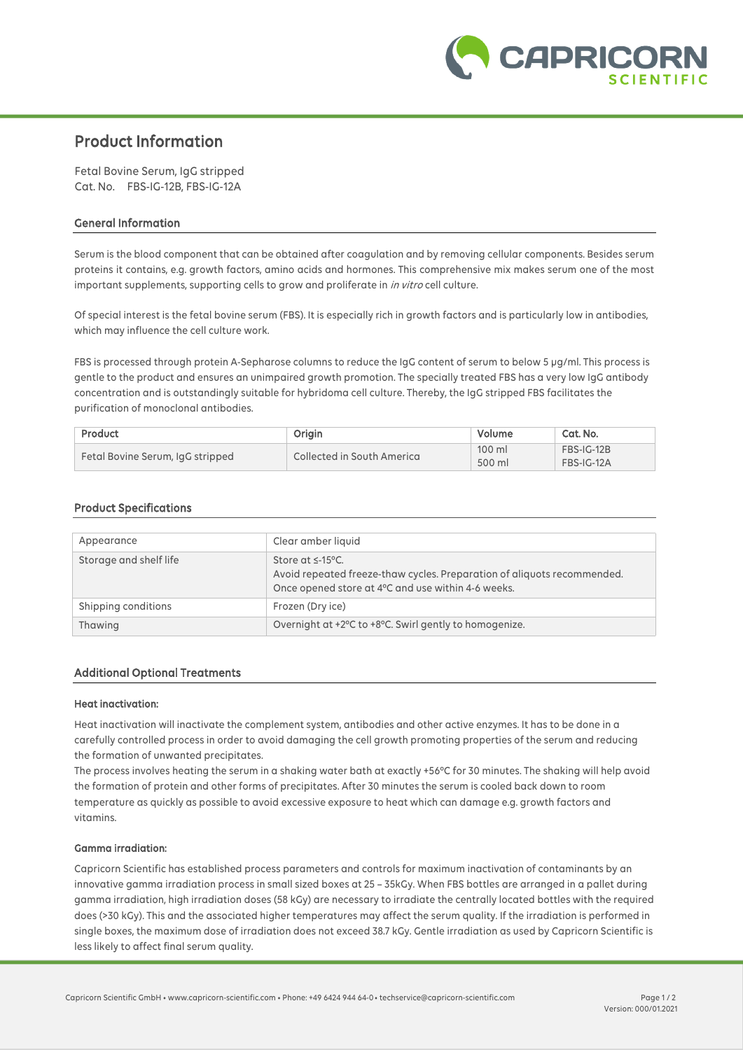# Product Information

Fetal Bovine Serum, IgG stripped
Cat. No. FBS-IG-12B, FBS-IG-12A

## General Information

Serum is the blood component that can be obtained after coagulation and by removing cellular components. Besides serum proteins it contains, e.g. growth factors, amino acids and hormones. This comprehensive mix makes serum one of the most important supplements, supporting cells to grow and proliferate in *in vitro* cell culture.

Of special interest is the fetal bovine serum (FBS). It is especially rich in growth factors and is particularly low in antibodies, which may influence the cell culture work.

FBS is processed through protein A-Sepharose columns to reduce the IgG content of serum to below 5 µg/ml. This process is gentle to the product and ensures an unimpaired growth promotion. The specially treated FBS has a very low IgG antibody concentration and is outstandingly suitable for hybridoma cell culture. Thereby, the IgG stripped FBS facilitates the purification of monoclonal antibodies.

| Product | Origin | Volume | Cat. No. |
|---|---|---|---|
| Fetal Bovine Serum, IgG stripped | Collected in South America | 100 ml<br>500 ml | FBS-IG-12B<br>FBS-IG-12A |

## Product Specifications

| | |
|---|---|
| Appearance | Clear amber liquid |
| Storage and shelf life | Store at ≤-15°C.<br>Avoid repeated freeze-thaw cycles. Preparation of aliquots recommended.<br>Once opened store at 4°C and use within 4-6 weeks. |
| Shipping conditions | Frozen (Dry ice) |
| Thawing | Overnight at +2°C to +8°C. Swirl gently to homogenize. |

## Additional Optional Treatments

### Heat inactivation:

Heat inactivation will inactivate the complement system, antibodies and other active enzymes. It has to be done in a carefully controlled process in order to avoid damaging the cell growth promoting properties of the serum and reducing the formation of unwanted precipitates.
The process involves heating the serum in a shaking water bath at exactly +56°C for 30 minutes. The shaking will help avoid the formation of protein and other forms of precipitates. After 30 minutes the serum is cooled back down to room temperature as quickly as possible to avoid excessive exposure to heat which can damage e.g. growth factors and vitamins.

### Gamma irradiation:

Capricorn Scientific has established process parameters and controls for maximum inactivation of contaminants by an innovative gamma irradiation process in small sized boxes at 25 – 35kGy. When FBS bottles are arranged in a pallet during gamma irradiation, high irradiation doses (58 kGy) are necessary to irradiate the centrally located bottles with the required does (>30 kGy). This and the associated higher temperatures may affect the serum quality. If the irradiation is performed in single boxes, the maximum dose of irradiation does not exceed 38.7 kGy. Gentle irradiation as used by Capricorn Scientific is less likely to affect final serum quality.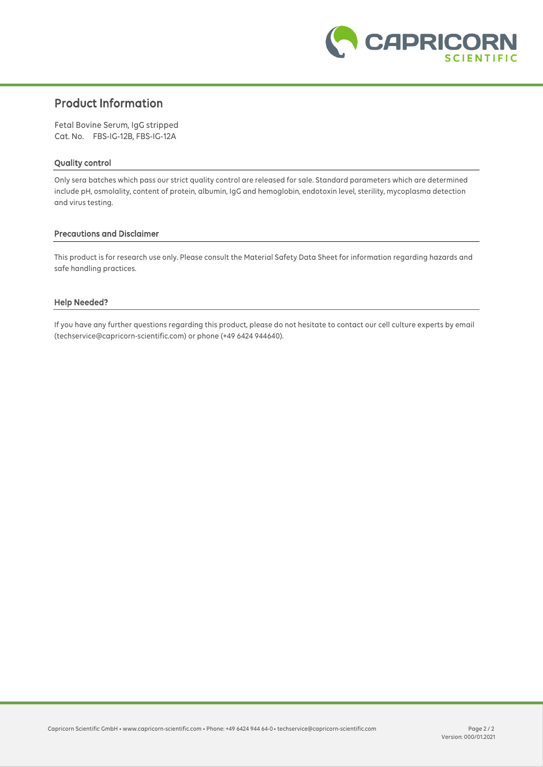## Product Information

Fetal Bovine Serum, IgG stripped
Cat. No. FBS-IG-12B, FBS-IG-12A

### Quality control

Only sera batches which pass our strict quality control are released for sale. Standard parameters which are determined include pH, osmolality, content of protein, albumin, IgG and hemoglobin, endotoxin level, sterility, mycoplasma detection and virus testing.

### Precautions and Disclaimer

This product is for research use only. Please consult the Material Safety Data Sheet for information regarding hazards and safe handling practices.

### Help Needed?

If you have any further questions regarding this product, please do not hesitate to contact our cell culture experts by email (techservice@capricorn-scientific.com) or phone (+49 6424 944640).